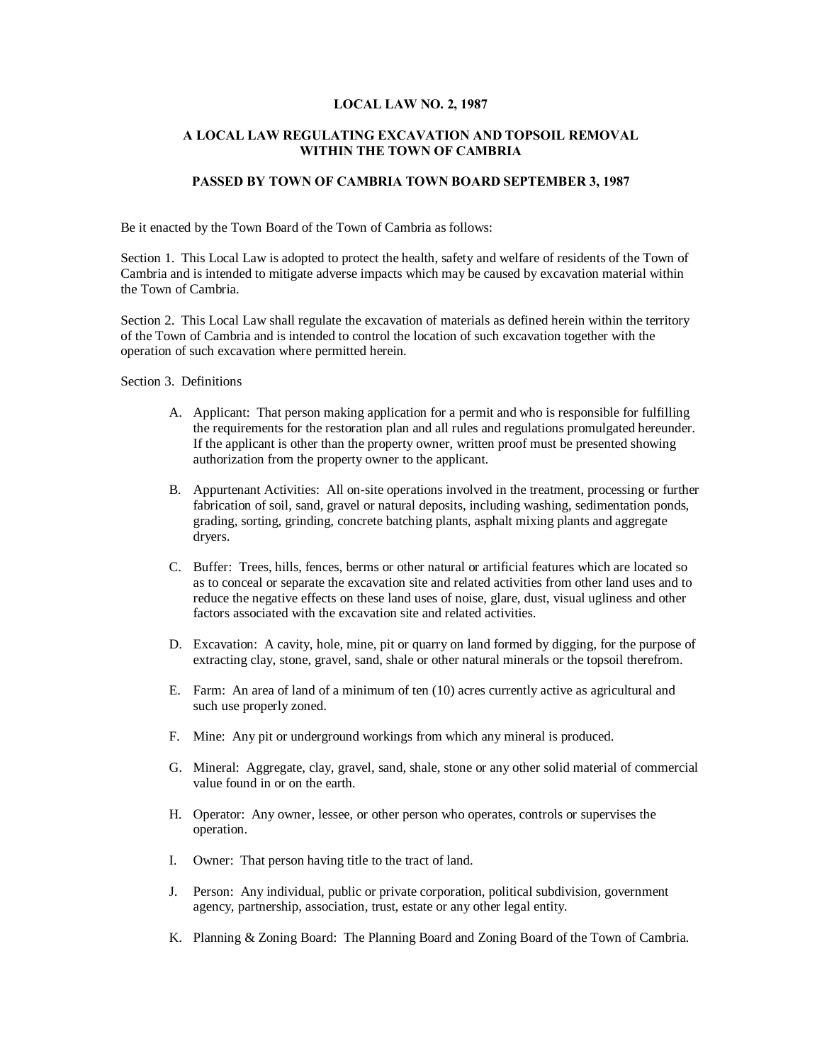# LOCAL LAW NO. 2, 1987

## A LOCAL LAW REGULATING EXCAVATION AND TOPSOIL REMOVAL WITHIN THE TOWN OF CAMBRIA

### PASSED BY TOWN OF CAMBRIA TOWN BOARD SEPTEMBER 3, 1987

Be it enacted by the Town Board of the Town of Cambria as follows:

Section 1. This Local Law is adopted to protect the health, safety and welfare of residents of the Town of Cambria and is intended to mitigate adverse impacts which may be caused by excavation material within the Town of Cambria.

Section 2. This Local Law shall regulate the excavation of materials as defined herein within the territory of the Town of Cambria and is intended to control the location of such excavation together with the operation of such excavation where permitted herein.

Section 3. Definitions

A. Applicant: That person making application for a permit and who is responsible for fulfilling the requirements for the restoration plan and all rules and regulations promulgated hereunder. If the applicant is other than the property owner, written proof must be presented showing authorization from the property owner to the applicant.

B. Appurtenant Activities: All on-site operations involved in the treatment, processing or further fabrication of soil, sand, gravel or natural deposits, including washing, sedimentation ponds, grading, sorting, grinding, concrete batching plants, asphalt mixing plants and aggregate dryers.

C. Buffer: Trees, hills, fences, berms or other natural or artificial features which are located so as to conceal or separate the excavation site and related activities from other land uses and to reduce the negative effects on these land uses of noise, glare, dust, visual ugliness and other factors associated with the excavation site and related activities.

D. Excavation: A cavity, hole, mine, pit or quarry on land formed by digging, for the purpose of extracting clay, stone, gravel, sand, shale or other natural minerals or the topsoil therefrom.

E. Farm: An area of land of a minimum of ten (10) acres currently active as agricultural and such use properly zoned.

F. Mine: Any pit or underground workings from which any mineral is produced.

G. Mineral: Aggregate, clay, gravel, sand, shale, stone or any other solid material of commercial value found in or on the earth.

H. Operator: Any owner, lessee, or other person who operates, controls or supervises the operation.

I. Owner: That person having title to the tract of land.

J. Person: Any individual, public or private corporation, political subdivision, government agency, partnership, association, trust, estate or any other legal entity.

K. Planning & Zoning Board: The Planning Board and Zoning Board of the Town of Cambria.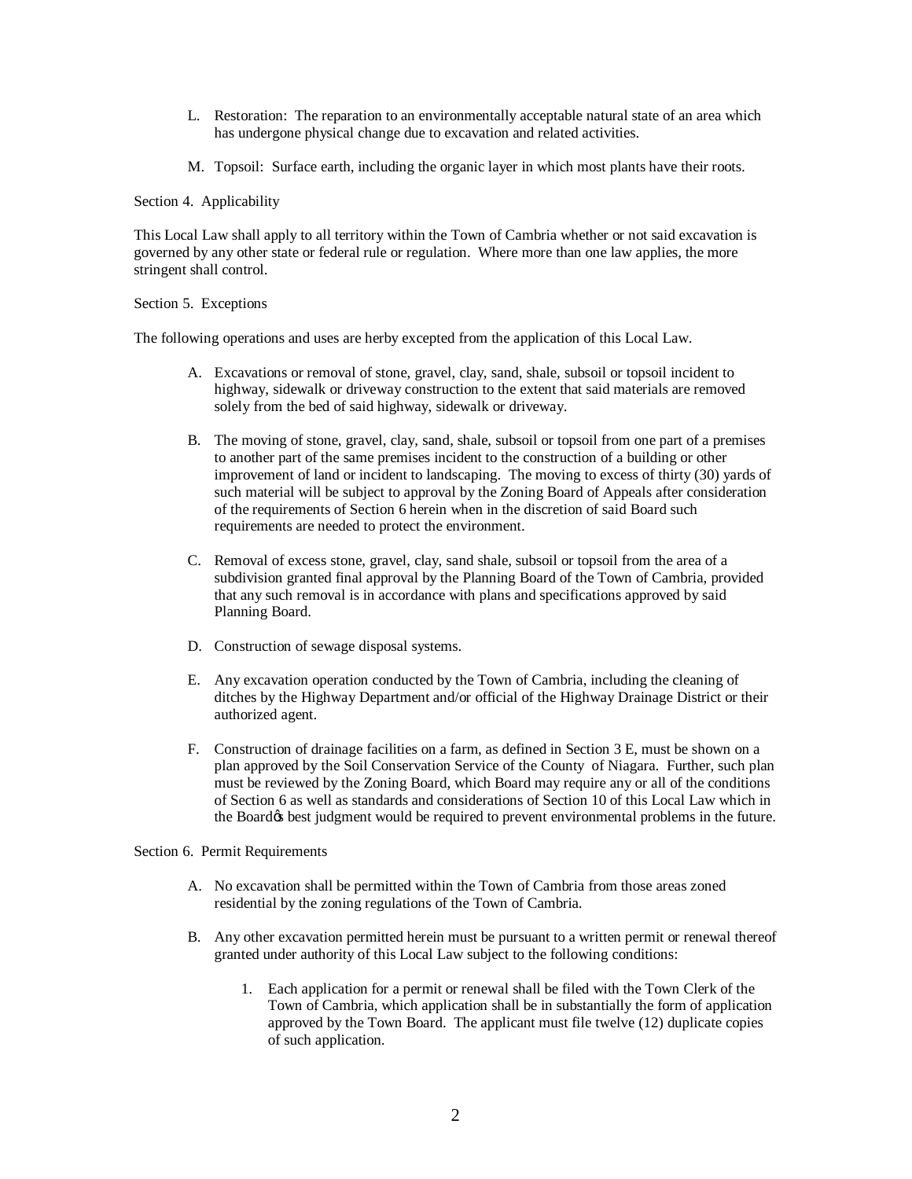L. Restoration: The reparation to an environmentally acceptable natural state of an area which has undergone physical change due to excavation and related activities.

M. Topsoil: Surface earth, including the organic layer in which most plants have their roots.

Section 4. Applicability

This Local Law shall apply to all territory within the Town of Cambria whether or not said excavation is governed by any other state or federal rule or regulation. Where more than one law applies, the more stringent shall control.

Section 5. Exceptions

The following operations and uses are herby excepted from the application of this Local Law.

A. Excavations or removal of stone, gravel, clay, sand, shale, subsoil or topsoil incident to highway, sidewalk or driveway construction to the extent that said materials are removed solely from the bed of said highway, sidewalk or driveway.

B. The moving of stone, gravel, clay, sand, shale, subsoil or topsoil from one part of a premises to another part of the same premises incident to the construction of a building or other improvement of land or incident to landscaping. The moving to excess of thirty (30) yards of such material will be subject to approval by the Zoning Board of Appeals after consideration of the requirements of Section 6 herein when in the discretion of said Board such requirements are needed to protect the environment.

C. Removal of excess stone, gravel, clay, sand shale, subsoil or topsoil from the area of a subdivision granted final approval by the Planning Board of the Town of Cambria, provided that any such removal is in accordance with plans and specifications approved by said Planning Board.

D. Construction of sewage disposal systems.

E. Any excavation operation conducted by the Town of Cambria, including the cleaning of ditches by the Highway Department and/or official of the Highway Drainage District or their authorized agent.

F. Construction of drainage facilities on a farm, as defined in Section 3 E, must be shown on a plan approved by the Soil Conservation Service of the County of Niagara. Further, such plan must be reviewed by the Zoning Board, which Board may require any or all of the conditions of Section 6 as well as standards and considerations of Section 10 of this Local Law which in the Board's best judgment would be required to prevent environmental problems in the future.

Section 6. Permit Requirements

A. No excavation shall be permitted within the Town of Cambria from those areas zoned residential by the zoning regulations of the Town of Cambria.

B. Any other excavation permitted herein must be pursuant to a written permit or renewal thereof granted under authority of this Local Law subject to the following conditions:

   1. Each application for a permit or renewal shall be filed with the Town Clerk of the Town of Cambria, which application shall be in substantially the form of application approved by the Town Board. The applicant must file twelve (12) duplicate copies of such application.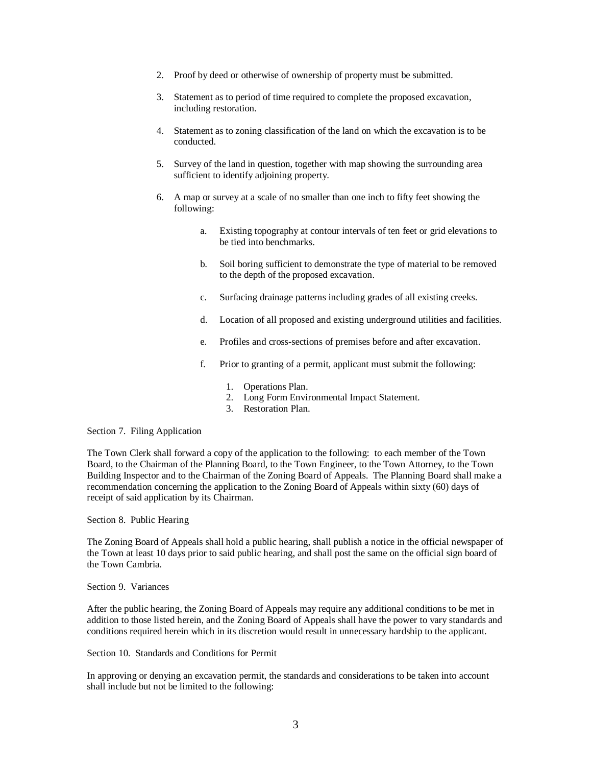2. Proof by deed or otherwise of ownership of property must be submitted.

3. Statement as to period of time required to complete the proposed excavation, including restoration.

4. Statement as to zoning classification of the land on which the excavation is to be conducted.

5. Survey of the land in question, together with map showing the surrounding area sufficient to identify adjoining property.

6. A map or survey at a scale of no smaller than one inch to fifty feet showing the following:

    a. Existing topography at contour intervals of ten feet or grid elevations to be tied into benchmarks.

    b. Soil boring sufficient to demonstrate the type of material to be removed to the depth of the proposed excavation.

    c. Surfacing drainage patterns including grades of all existing creeks.

    d. Location of all proposed and existing underground utilities and facilities.

    e. Profiles and cross-sections of premises before and after excavation.

    f. Prior to granting of a permit, applicant must submit the following:

        1. Operations Plan.
        2. Long Form Environmental Impact Statement.
        3. Restoration Plan.

Section 7. Filing Application

The Town Clerk shall forward a copy of the application to the following: to each member of the Town Board, to the Chairman of the Planning Board, to the Town Engineer, to the Town Attorney, to the Town Building Inspector and to the Chairman of the Zoning Board of Appeals. The Planning Board shall make a recommendation concerning the application to the Zoning Board of Appeals within sixty (60) days of receipt of said application by its Chairman.

Section 8. Public Hearing

The Zoning Board of Appeals shall hold a public hearing, shall publish a notice in the official newspaper of the Town at least 10 days prior to said public hearing, and shall post the same on the official sign board of the Town Cambria.

Section 9. Variances

After the public hearing, the Zoning Board of Appeals may require any additional conditions to be met in addition to those listed herein, and the Zoning Board of Appeals shall have the power to vary standards and conditions required herein which in its discretion would result in unnecessary hardship to the applicant.

Section 10. Standards and Conditions for Permit

In approving or denying an excavation permit, the standards and considerations to be taken into account shall include but not be limited to the following: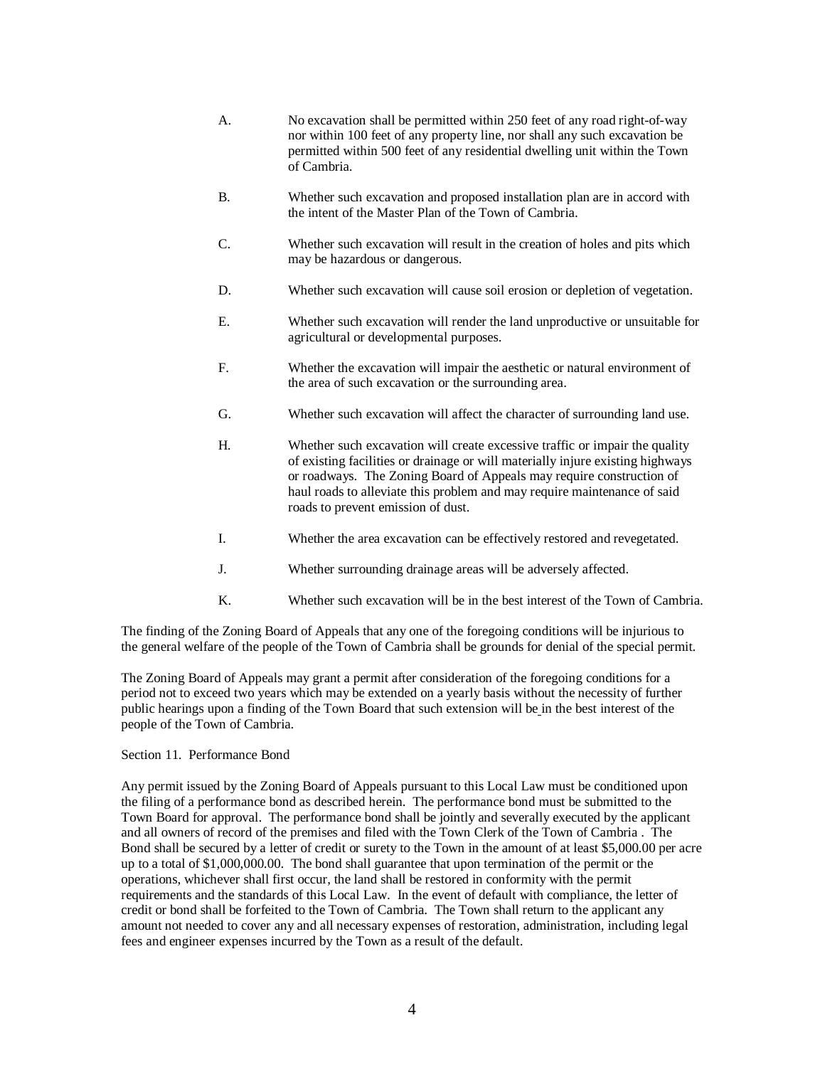A. No excavation shall be permitted within 250 feet of any road right-of-way nor within 100 feet of any property line, nor shall any such excavation be permitted within 500 feet of any residential dwelling unit within the Town of Cambria.

B. Whether such excavation and proposed installation plan are in accord with the intent of the Master Plan of the Town of Cambria.

C. Whether such excavation will result in the creation of holes and pits which may be hazardous or dangerous.

D. Whether such excavation will cause soil erosion or depletion of vegetation.

E. Whether such excavation will render the land unproductive or unsuitable for agricultural or developmental purposes.

F. Whether the excavation will impair the aesthetic or natural environment of the area of such excavation or the surrounding area.

G. Whether such excavation will affect the character of surrounding land use.

H. Whether such excavation will create excessive traffic or impair the quality of existing facilities or drainage or will materially injure existing highways or roadways. The Zoning Board of Appeals may require construction of haul roads to alleviate this problem and may require maintenance of said roads to prevent emission of dust.

I. Whether the area excavation can be effectively restored and revegetated.

J. Whether surrounding drainage areas will be adversely affected.

K. Whether such excavation will be in the best interest of the Town of Cambria.

The finding of the Zoning Board of Appeals that any one of the foregoing conditions will be injurious to the general welfare of the people of the Town of Cambria shall be grounds for denial of the special permit.

The Zoning Board of Appeals may grant a permit after consideration of the foregoing conditions for a period not to exceed two years which may be extended on a yearly basis without the necessity of further public hearings upon a finding of the Town Board that such extension will be in the best interest of the people of the Town of Cambria.

Section 11. Performance Bond

Any permit issued by the Zoning Board of Appeals pursuant to this Local Law must be conditioned upon the filing of a performance bond as described herein. The performance bond must be submitted to the Town Board for approval. The performance bond shall be jointly and severally executed by the applicant and all owners of record of the premises and filed with the Town Clerk of the Town of Cambria . The Bond shall be secured by a letter of credit or surety to the Town in the amount of at least $5,000.00 per acre up to a total of $1,000,000.00. The bond shall guarantee that upon termination of the permit or the operations, whichever shall first occur, the land shall be restored in conformity with the permit requirements and the standards of this Local Law. In the event of default with compliance, the letter of credit or bond shall be forfeited to the Town of Cambria. The Town shall return to the applicant any amount not needed to cover any and all necessary expenses of restoration, administration, including legal fees and engineer expenses incurred by the Town as a result of the default.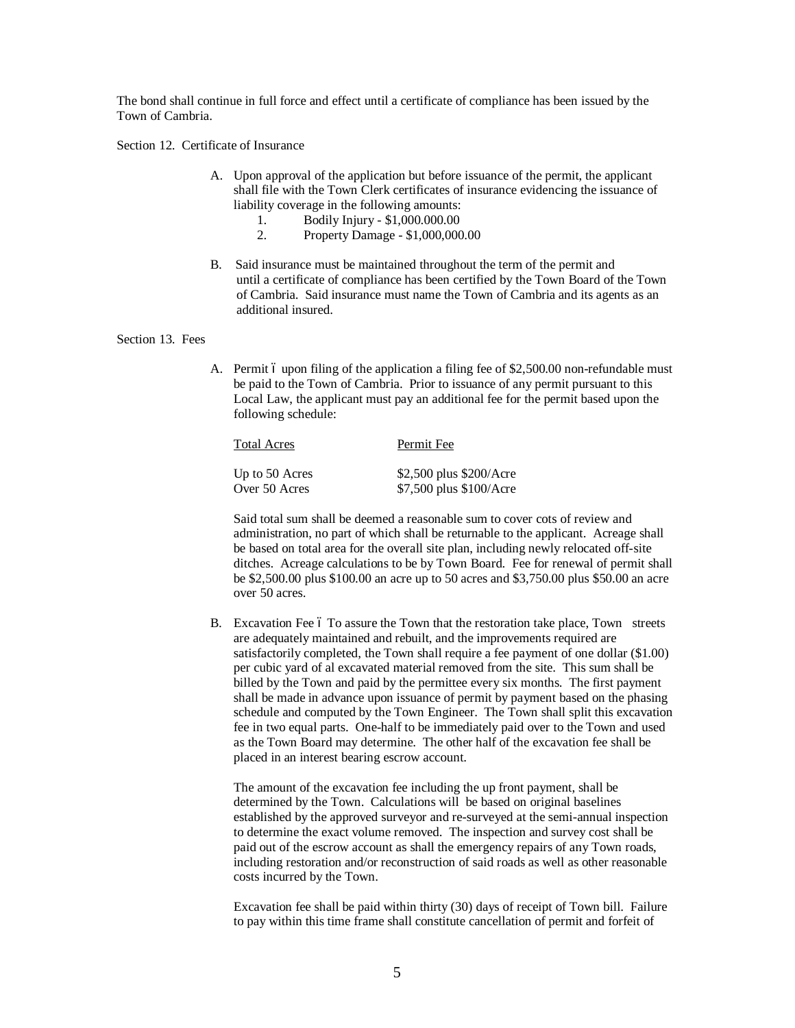The bond shall continue in full force and effect until a certificate of compliance has been issued by the Town of Cambria.

Section 12. Certificate of Insurance

A. Upon approval of the application but before issuance of the permit, the applicant shall file with the Town Clerk certificates of insurance evidencing the issuance of liability coverage in the following amounts:
   1. Bodily Injury - $1,000.000.00
   2. Property Damage - $1,000,000.00

B. Said insurance must be maintained throughout the term of the permit and until a certificate of compliance has been certified by the Town Board of the Town of Cambria. Said insurance must name the Town of Cambria and its agents as an additional insured.

Section 13. Fees

A. Permit ó upon filing of the application a filing fee of $2,500.00 non-refundable must be paid to the Town of Cambria. Prior to issuance of any permit pursuant to this Local Law, the applicant must pay an additional fee for the permit based upon the following schedule:

| Total Acres | Permit Fee |
|---|---|
| Up to 50 Acres | $2,500 plus $200/Acre |
| Over 50 Acres | $7,500 plus $100/Acre |

Said total sum shall be deemed a reasonable sum to cover cots of review and administration, no part of which shall be returnable to the applicant. Acreage shall be based on total area for the overall site plan, including newly relocated off-site ditches. Acreage calculations to be by Town Board. Fee for renewal of permit shall be $2,500.00 plus $100.00 an acre up to 50 acres and $3,750.00 plus $50.00 an acre over 50 acres.

B. Excavation Fee ó To assure the Town that the restoration take place, Town streets are adequately maintained and rebuilt, and the improvements required are satisfactorily completed, the Town shall require a fee payment of one dollar ($1.00) per cubic yard of al excavated material removed from the site. This sum shall be billed by the Town and paid by the permittee every six months. The first payment shall be made in advance upon issuance of permit by payment based on the phasing schedule and computed by the Town Engineer. The Town shall split this excavation fee in two equal parts. One-half to be immediately paid over to the Town and used as the Town Board may determine. The other half of the excavation fee shall be placed in an interest bearing escrow account.

The amount of the excavation fee including the up front payment, shall be determined by the Town. Calculations will be based on original baselines established by the approved surveyor and re-surveyed at the semi-annual inspection to determine the exact volume removed. The inspection and survey cost shall be paid out of the escrow account as shall the emergency repairs of any Town roads, including restoration and/or reconstruction of said roads as well as other reasonable costs incurred by the Town.

Excavation fee shall be paid within thirty (30) days of receipt of Town bill. Failure to pay within this time frame shall constitute cancellation of permit and forfeit of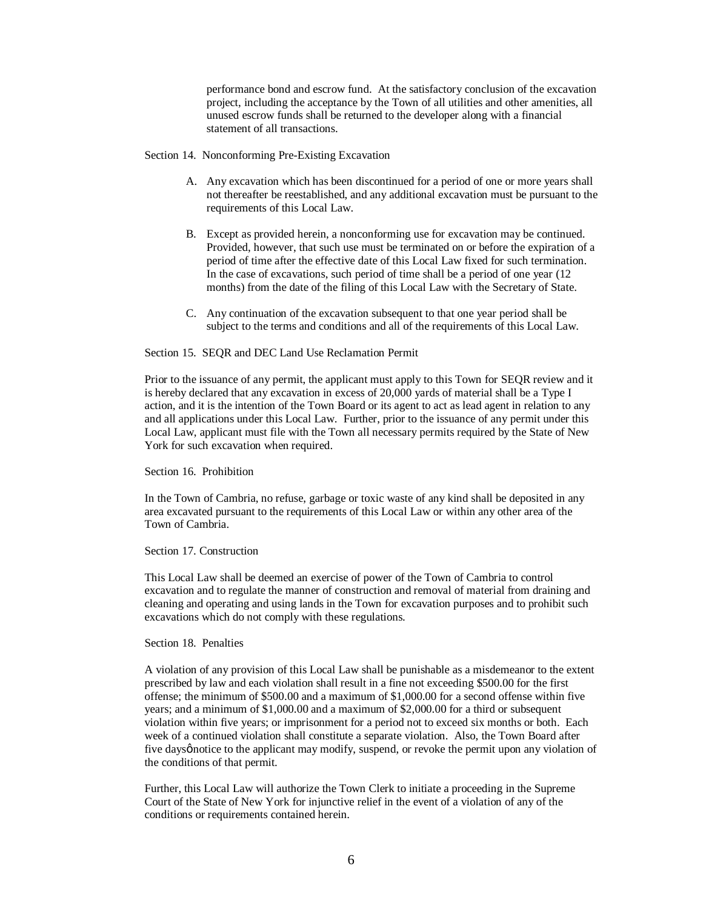performance bond and escrow fund. At the satisfactory conclusion of the excavation project, including the acceptance by the Town of all utilities and other amenities, all unused escrow funds shall be returned to the developer along with a financial statement of all transactions.

Section 14. Nonconforming Pre-Existing Excavation

A. Any excavation which has been discontinued for a period of one or more years shall not thereafter be reestablished, and any additional excavation must be pursuant to the requirements of this Local Law.

B. Except as provided herein, a nonconforming use for excavation may be continued. Provided, however, that such use must be terminated on or before the expiration of a period of time after the effective date of this Local Law fixed for such termination. In the case of excavations, such period of time shall be a period of one year (12 months) from the date of the filing of this Local Law with the Secretary of State.

C. Any continuation of the excavation subsequent to that one year period shall be subject to the terms and conditions and all of the requirements of this Local Law.

Section 15. SEQR and DEC Land Use Reclamation Permit

Prior to the issuance of any permit, the applicant must apply to this Town for SEQR review and it is hereby declared that any excavation in excess of 20,000 yards of material shall be a Type I action, and it is the intention of the Town Board or its agent to act as lead agent in relation to any and all applications under this Local Law. Further, prior to the issuance of any permit under this Local Law, applicant must file with the Town all necessary permits required by the State of New York for such excavation when required.

Section 16. Prohibition

In the Town of Cambria, no refuse, garbage or toxic waste of any kind shall be deposited in any area excavated pursuant to the requirements of this Local Law or within any other area of the Town of Cambria.

Section 17. Construction

This Local Law shall be deemed an exercise of power of the Town of Cambria to control excavation and to regulate the manner of construction and removal of material from draining and cleaning and operating and using lands in the Town for excavation purposes and to prohibit such excavations which do not comply with these regulations.

Section 18. Penalties

A violation of any provision of this Local Law shall be punishable as a misdemeanor to the extent prescribed by law and each violation shall result in a fine not exceeding $500.00 for the first offense; the minimum of $500.00 and a maximum of $1,000.00 for a second offense within five years; and a minimum of $1,000.00 and a maximum of $2,000.00 for a third or subsequent violation within five years; or imprisonment for a period not to exceed six months or both. Each week of a continued violation shall constitute a separate violation. Also, the Town Board after five daysô notice to the applicant may modify, suspend, or revoke the permit upon any violation of the conditions of that permit.

Further, this Local Law will authorize the Town Clerk to initiate a proceeding in the Supreme Court of the State of New York for injunctive relief in the event of a violation of any of the conditions or requirements contained herein.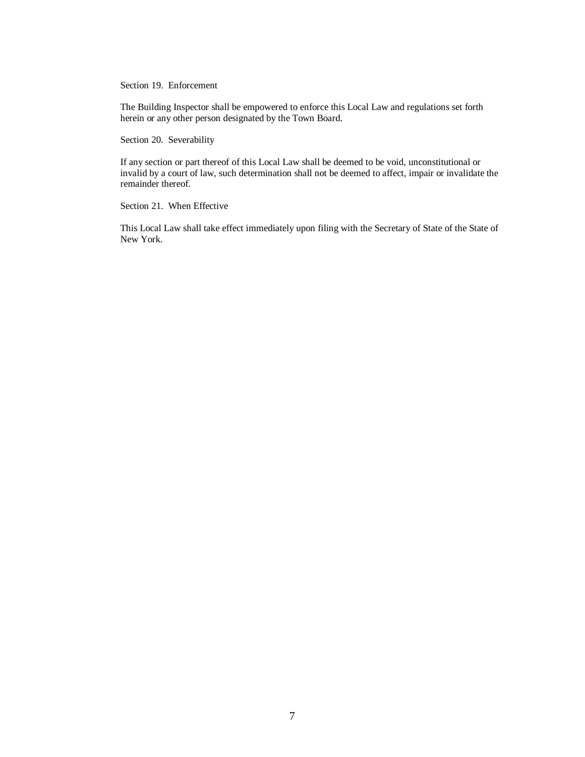Section 19. Enforcement

The Building Inspector shall be empowered to enforce this Local Law and regulations set forth herein or any other person designated by the Town Board.

Section 20. Severability

If any section or part thereof of this Local Law shall be deemed to be void, unconstitutional or invalid by a court of law, such determination shall not be deemed to affect, impair or invalidate the remainder thereof.

Section 21. When Effective

This Local Law shall take effect immediately upon filing with the Secretary of State of the State of New York.